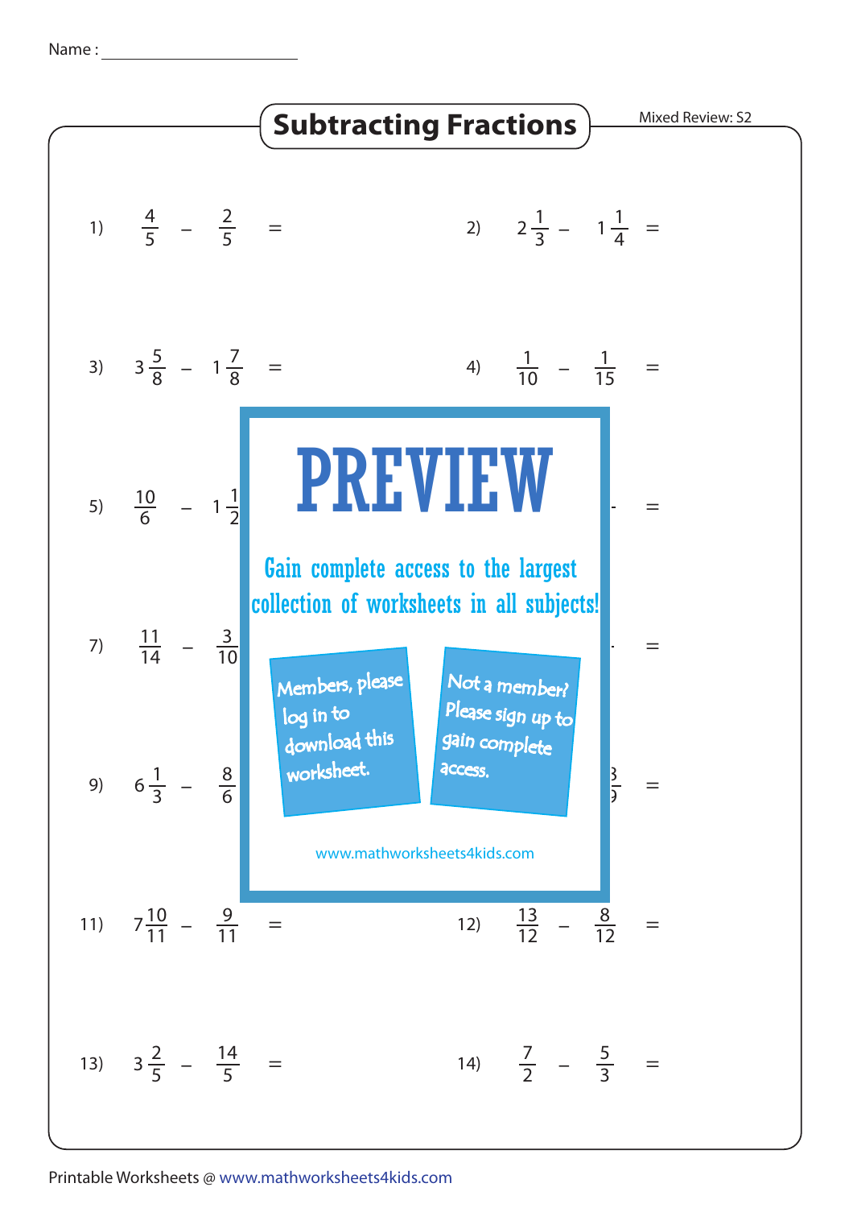Name : ______________________

# Subtracting Fractions

Mixed Review: S2

1) $\frac{4}{5} - \frac{2}{5} =$

2) $2\frac{1}{3} - 1\frac{1}{4} =$

3) $3\frac{5}{8} - 1\frac{7}{8} =$

4) $\frac{1}{10} - \frac{1}{15} =$

5) $\frac{10}{6} - 1\frac{1}{2}$

6) $=$

7) $\frac{11}{14} - \frac{3}{10}$

8) $=$

9) $6\frac{1}{3} - \frac{8}{6}$

10) $=$

**PREVIEW**

Gain complete access to the largest collection of worksheets in all subjects!

Members, please log in to download this worksheet.

Not a member? Please sign up to gain complete access.

www.mathworksheets4kids.com

11) $7\frac{10}{11} - \frac{9}{11} =$

12) $\frac{13}{12} - \frac{8}{12} =$

13) $3\frac{2}{5} - \frac{14}{5} =$

14) $\frac{7}{2} - \frac{5}{3} =$

Printable Worksheets @ www.mathworksheets4kids.com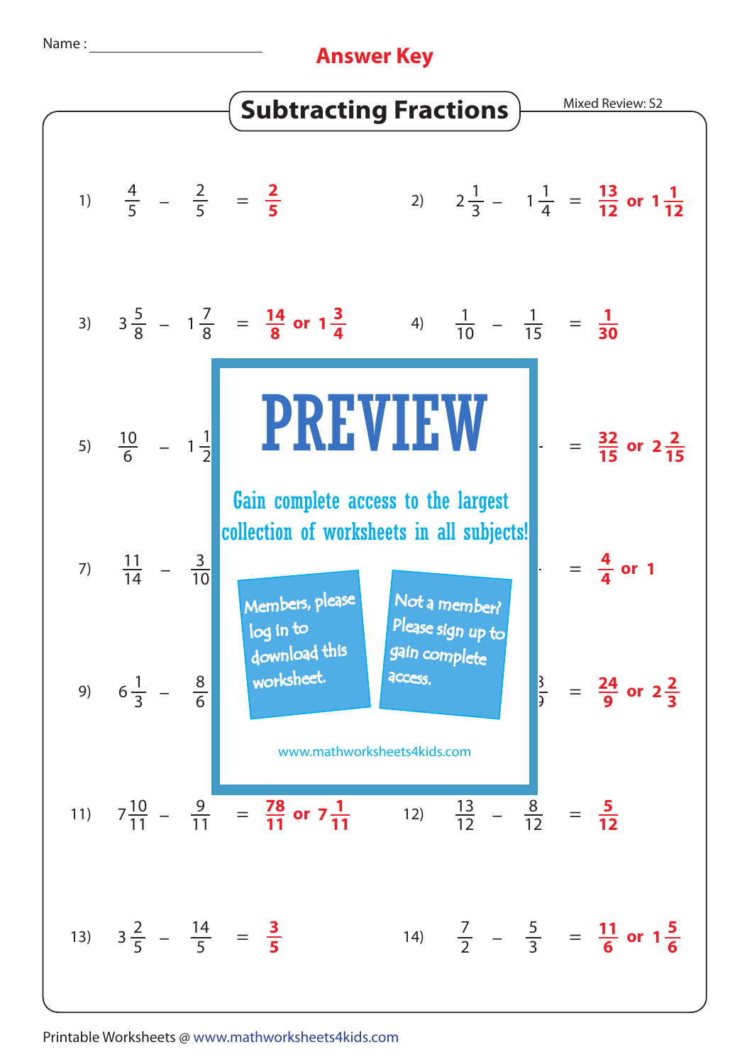Name : ______________________

**Answer Key**

# Subtracting Fractions

Mixed Review: S2

1) $\frac{4}{5} - \frac{2}{5} = \frac{2}{5}$

2) $2\frac{1}{3} - 1\frac{1}{4} = \frac{13}{12}$ or $1\frac{1}{12}$

3) $3\frac{5}{8} - 1\frac{7}{8} = \frac{14}{8}$ or $1\frac{3}{4}$

4) $\frac{1}{10} - \frac{1}{15} = \frac{1}{30}$

5) $\frac{10}{6} - 1\frac{1}{2}$

6) $= \frac{32}{15}$ or $2\frac{2}{15}$

PREVIEW

Gain complete access to the largest collection of worksheets in all subjects!

Members, please log in to download this worksheet.

Not a member? Please sign up to gain complete access.

www.mathworksheets4kids.com

7) $\frac{11}{14} - \frac{3}{10}$

8) $= \frac{4}{4}$ or $1$

9) $6\frac{1}{3} - \frac{8}{6}$

10) $= \frac{24}{9}$ or $2\frac{2}{3}$

11) $7\frac{10}{11} - \frac{9}{11} = \frac{78}{11}$ or $7\frac{1}{11}$

12) $\frac{13}{12} - \frac{8}{12} = \frac{5}{12}$

13) $3\frac{2}{5} - \frac{14}{5} = \frac{3}{5}$

14) $\frac{7}{2} - \frac{5}{3} = \frac{11}{6}$ or $1\frac{5}{6}$

Printable Worksheets @ www.mathworksheets4kids.com